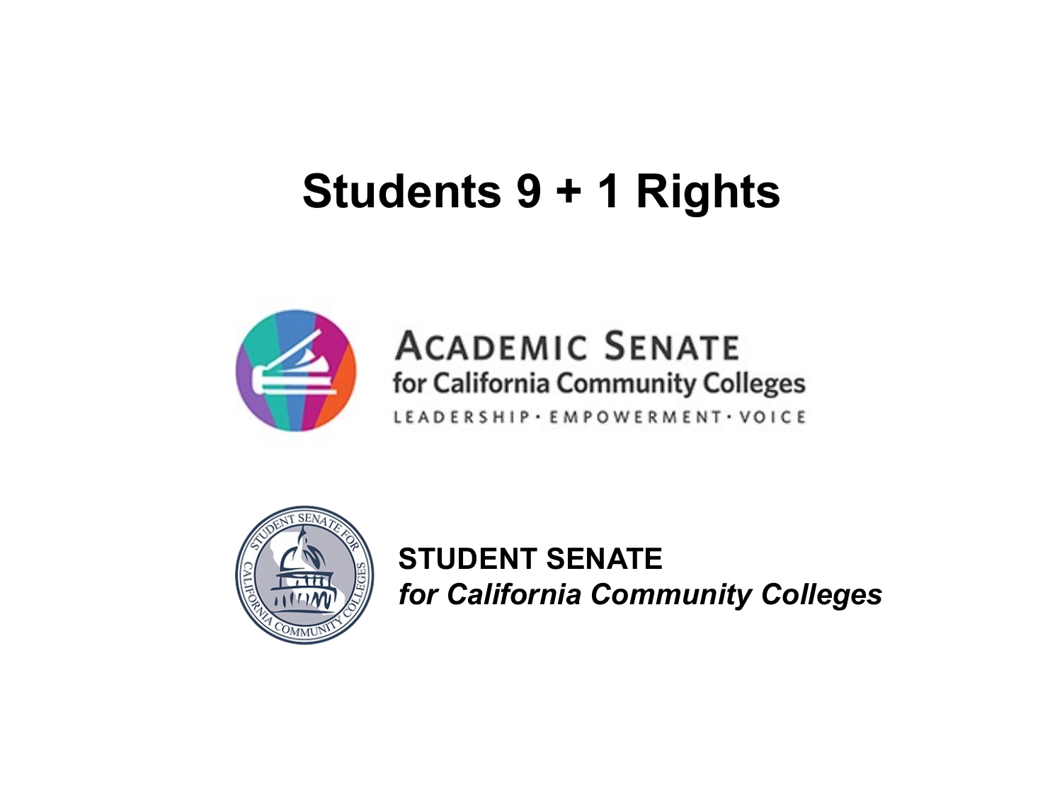# Students 9 + 1 Rights

ACADEMIC SENATE
for California Community Colleges
LEADERSHIP · EMPOWERMENT · VOICE

STUDENT SENATE
*for California Community Colleges*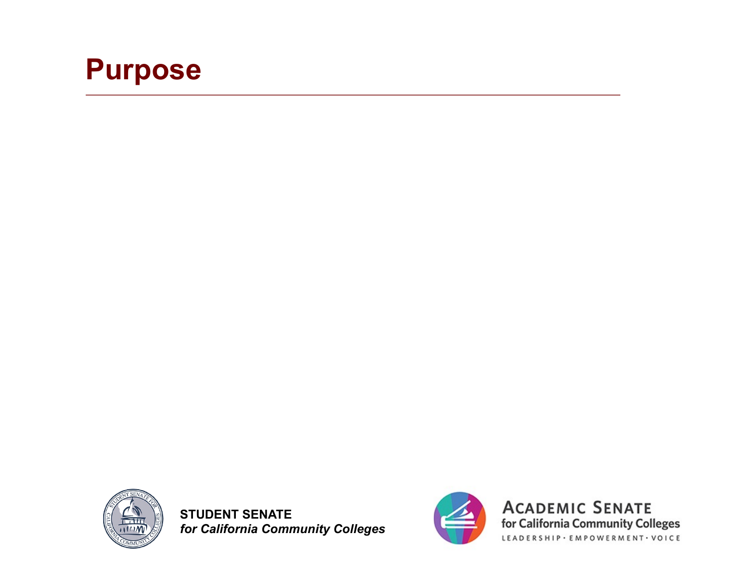# Purpose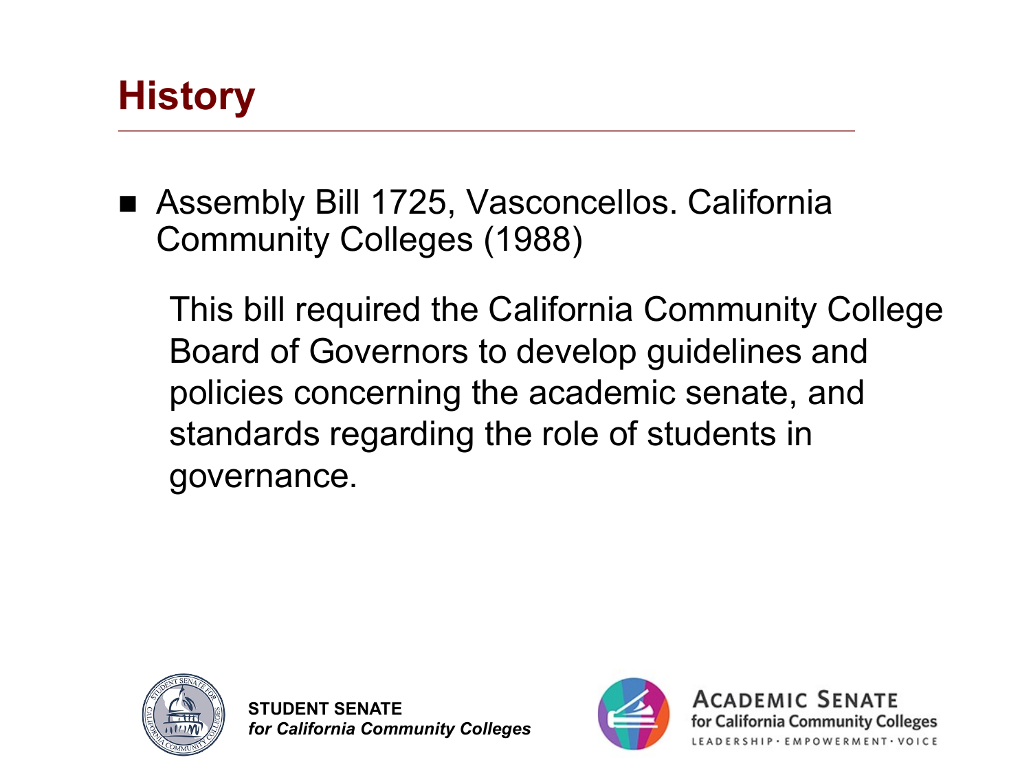# History

- Assembly Bill 1725, Vasconcellos. California Community Colleges (1988)

  This bill required the California Community College Board of Governors to develop guidelines and policies concerning the academic senate, and standards regarding the role of students in governance.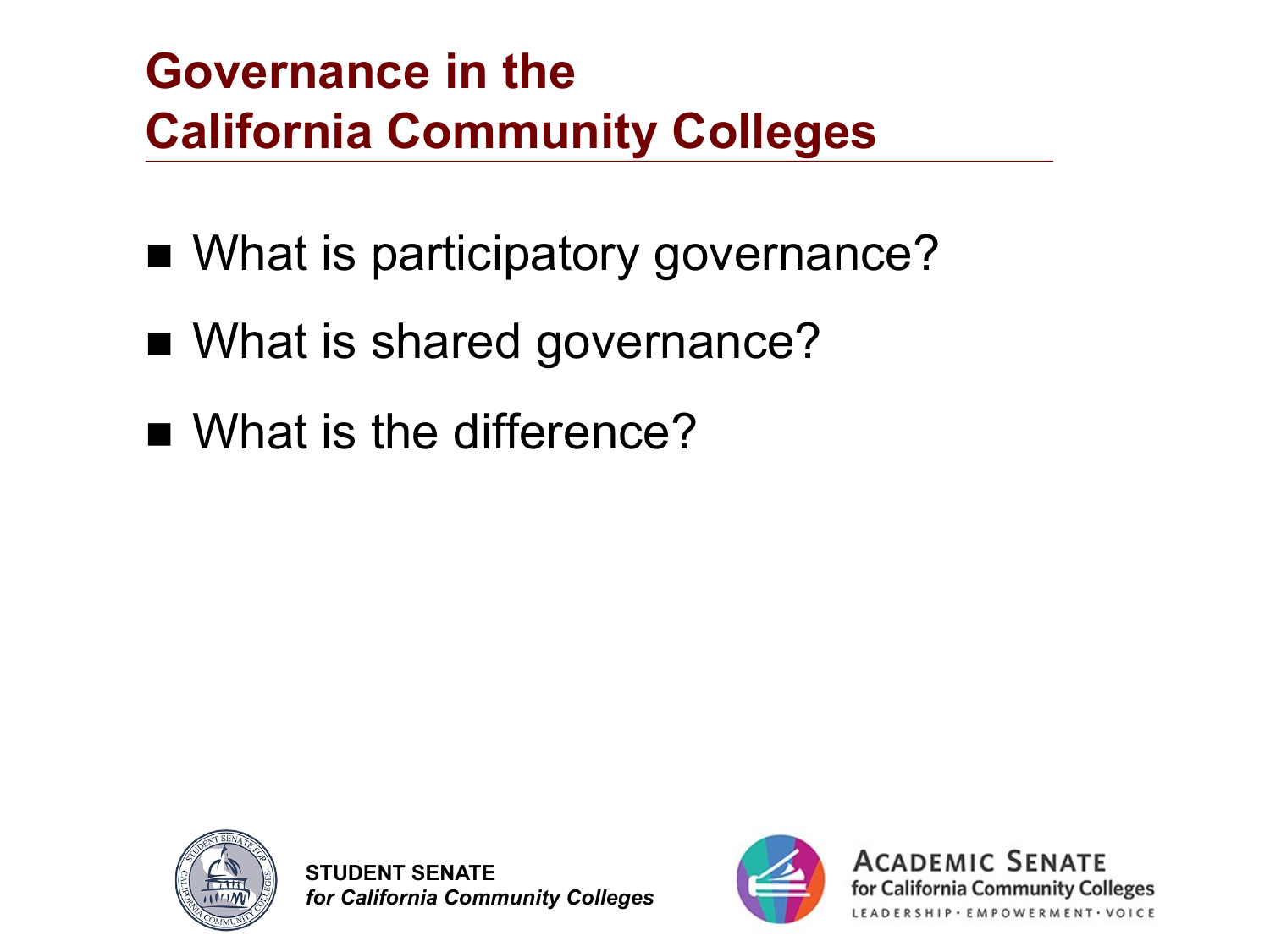# Governance in the California Community Colleges

- What is participatory governance?
- What is shared governance?
- What is the difference?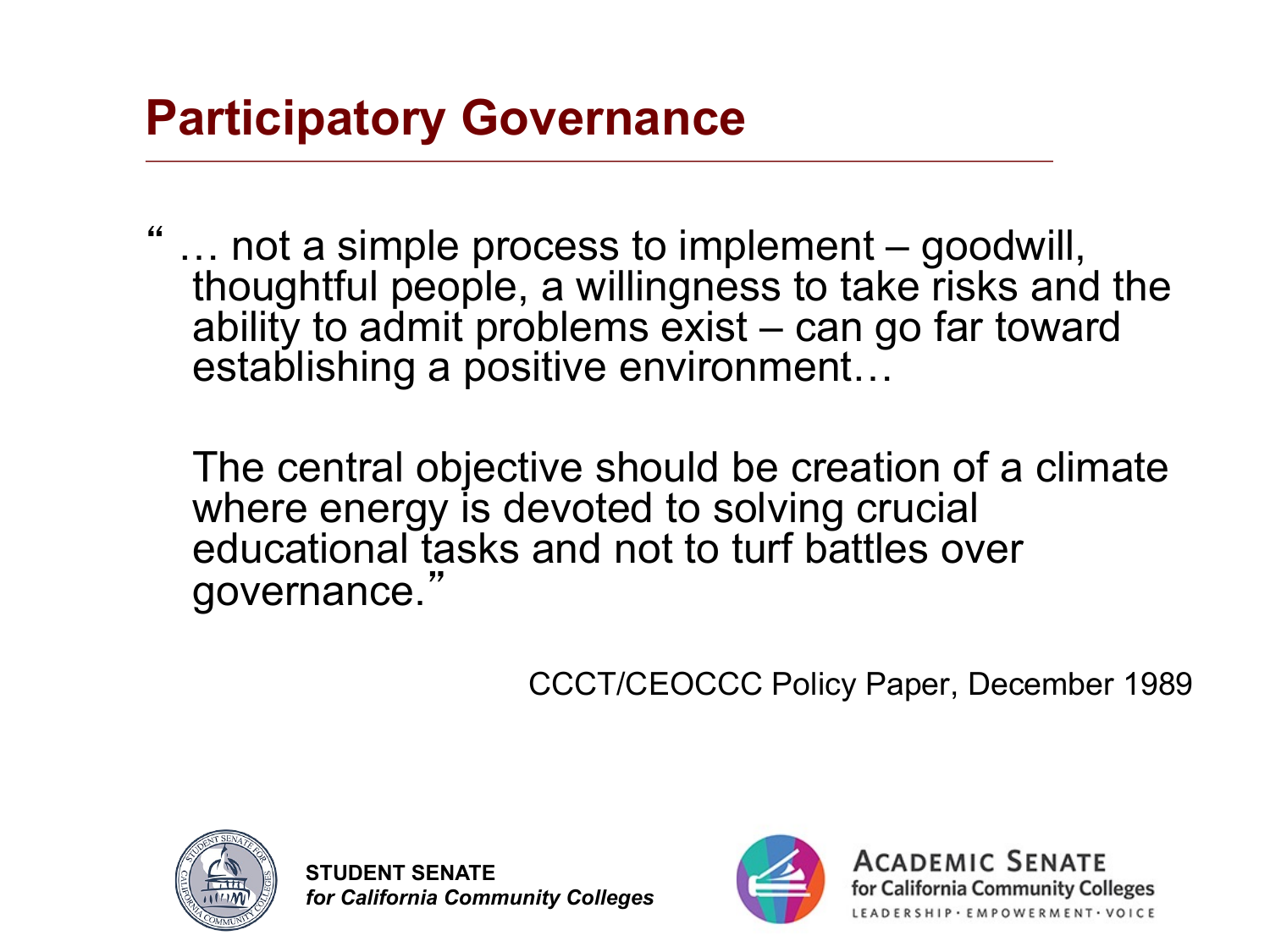# Participatory Governance

" … not a simple process to implement – goodwill, thoughtful people, a willingness to take risks and the ability to admit problems exist – can go far toward establishing a positive environment…

The central objective should be creation of a climate where energy is devoted to solving crucial educational tasks and not to turf battles over governance."

CCCT/CEOCCC Policy Paper, December 1989

**STUDENT SENATE**
***for California Community Colleges***

ACADEMIC SENATE
for California Community Colleges
LEADERSHIP · EMPOWERMENT · VOICE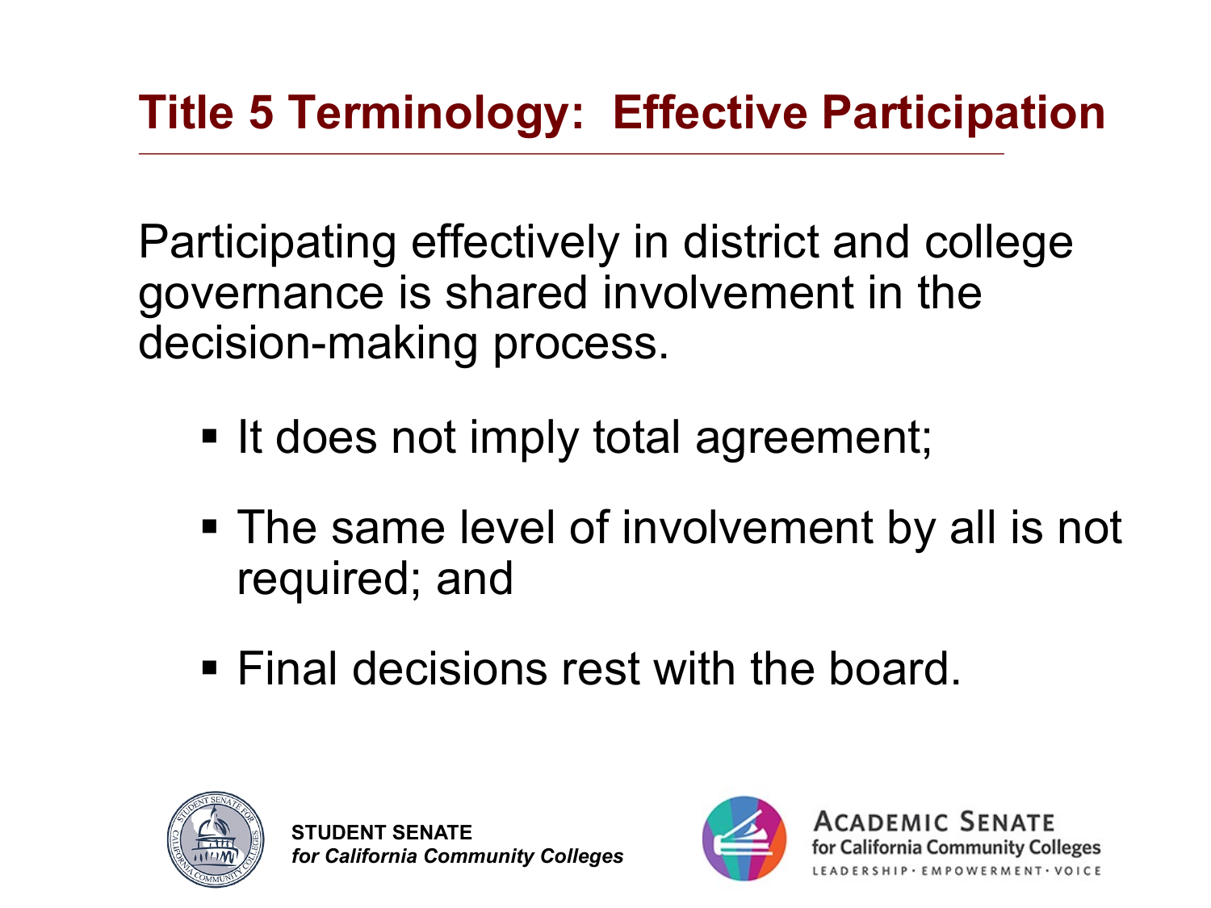# Title 5 Terminology: Effective Participation

Participating effectively in district and college governance is shared involvement in the decision-making process.

- It does not imply total agreement;
- The same level of involvement by all is not required; and
- Final decisions rest with the board.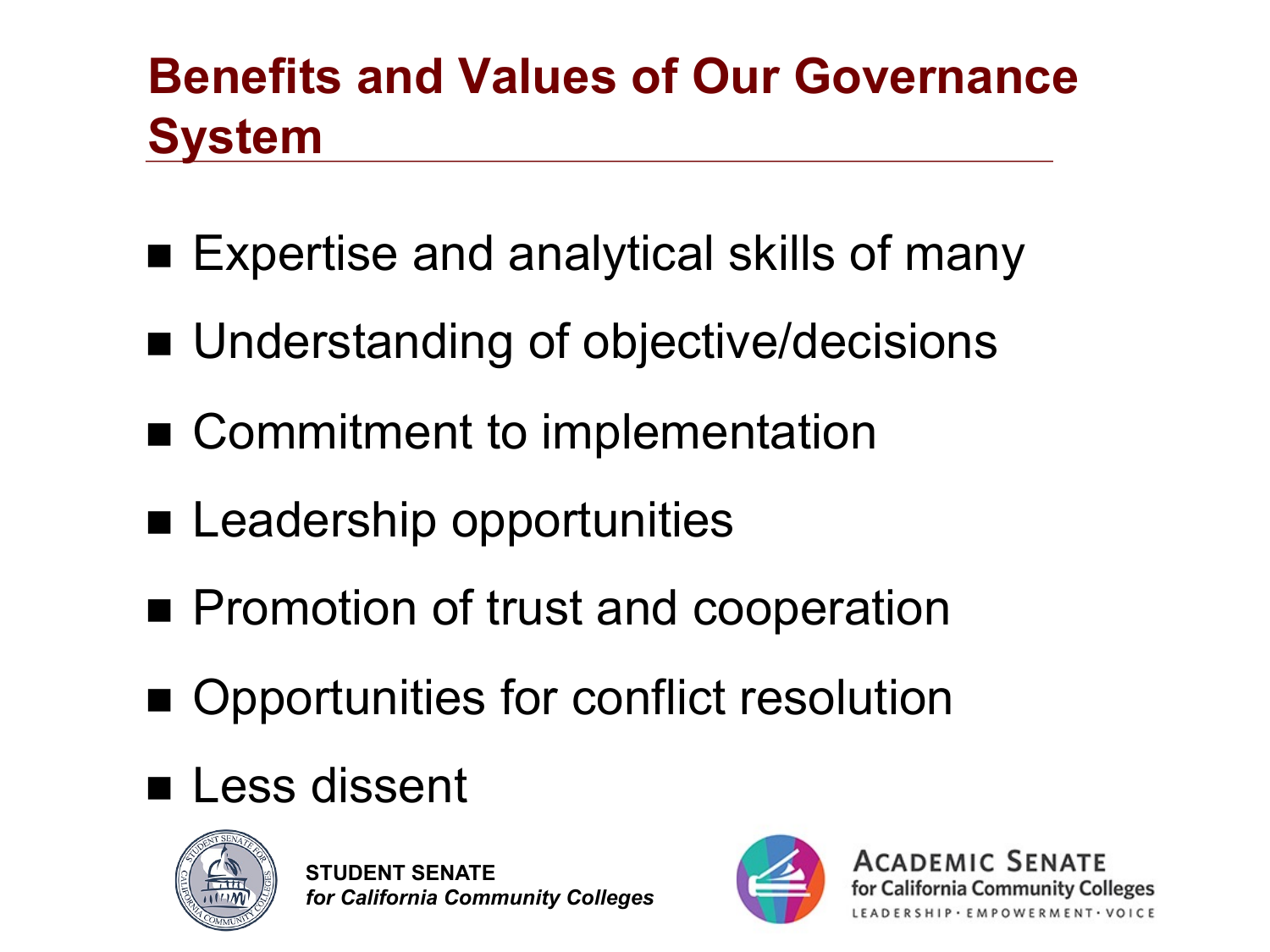# Benefits and Values of Our Governance System

- Expertise and analytical skills of many
- Understanding of objective/decisions
- Commitment to implementation
- Leadership opportunities
- Promotion of trust and cooperation
- Opportunities for conflict resolution
- Less dissent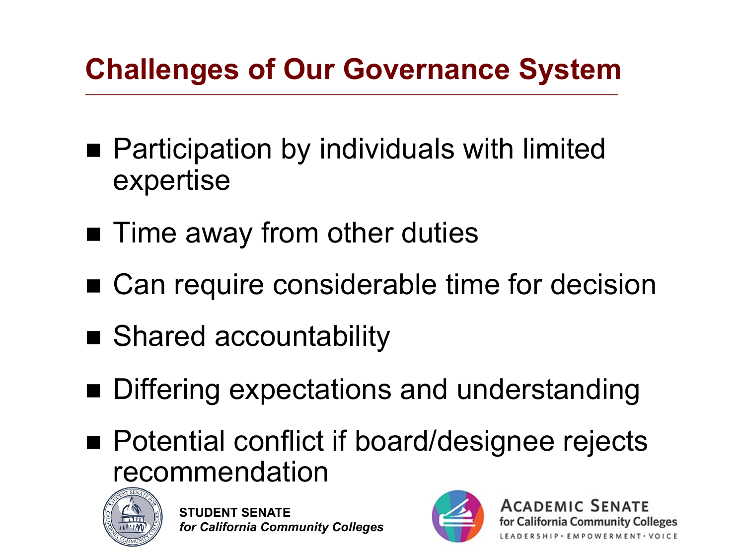# Challenges of Our Governance System

- Participation by individuals with limited expertise
- Time away from other duties
- Can require considerable time for decision
- Shared accountability
- Differing expectations and understanding
- Potential conflict if board/designee rejects recommendation

**STUDENT SENATE**
***for California Community Colleges***

ACADEMIC SENATE
for California Community Colleges
LEADERSHIP · EMPOWERMENT · VOICE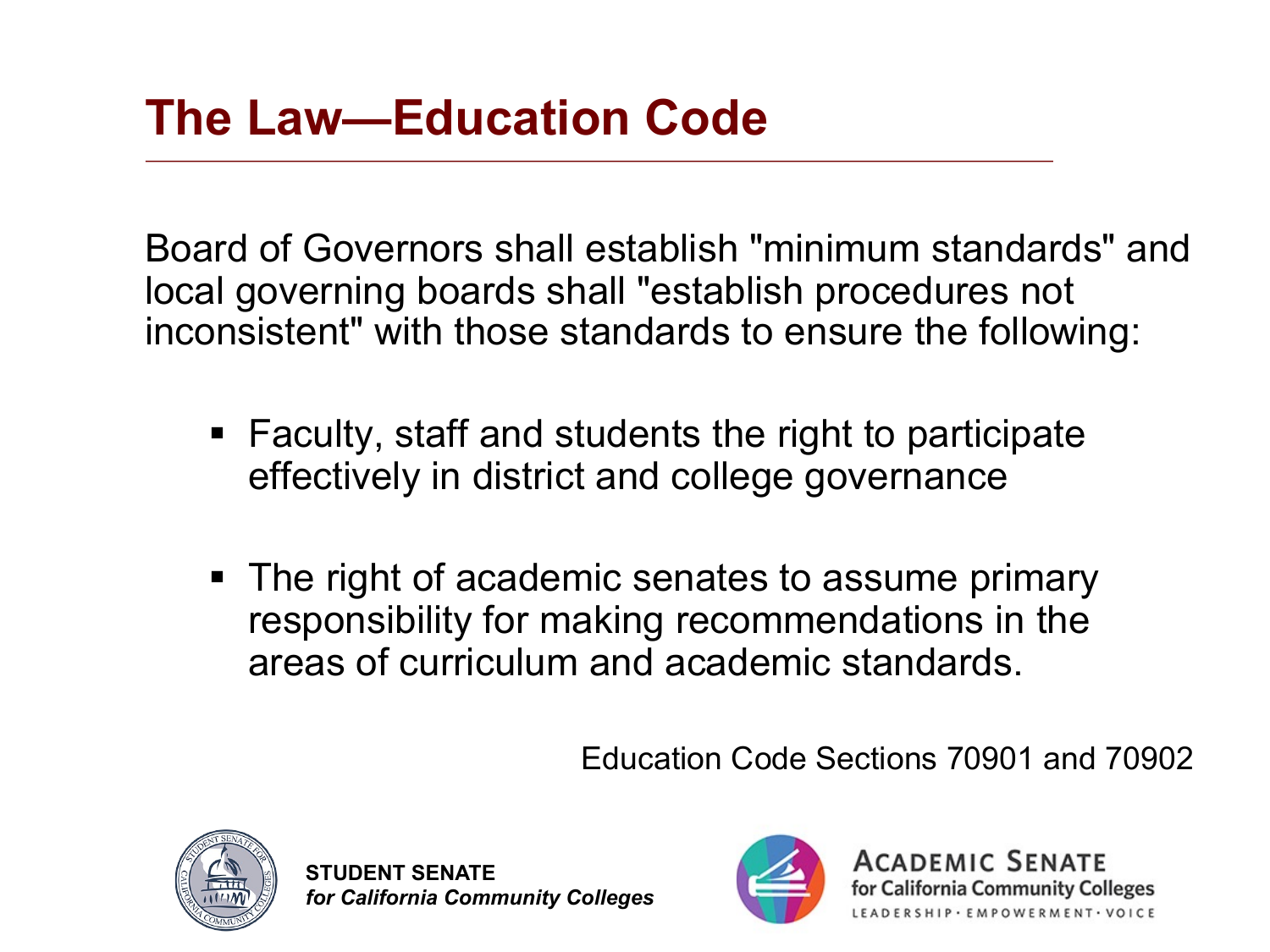# The Law—Education Code

Board of Governors shall establish "minimum standards" and local governing boards shall "establish procedures not inconsistent" with those standards to ensure the following:

- Faculty, staff and students the right to participate effectively in district and college governance
- The right of academic senates to assume primary responsibility for making recommendations in the areas of curriculum and academic standards.

Education Code Sections 70901 and 70902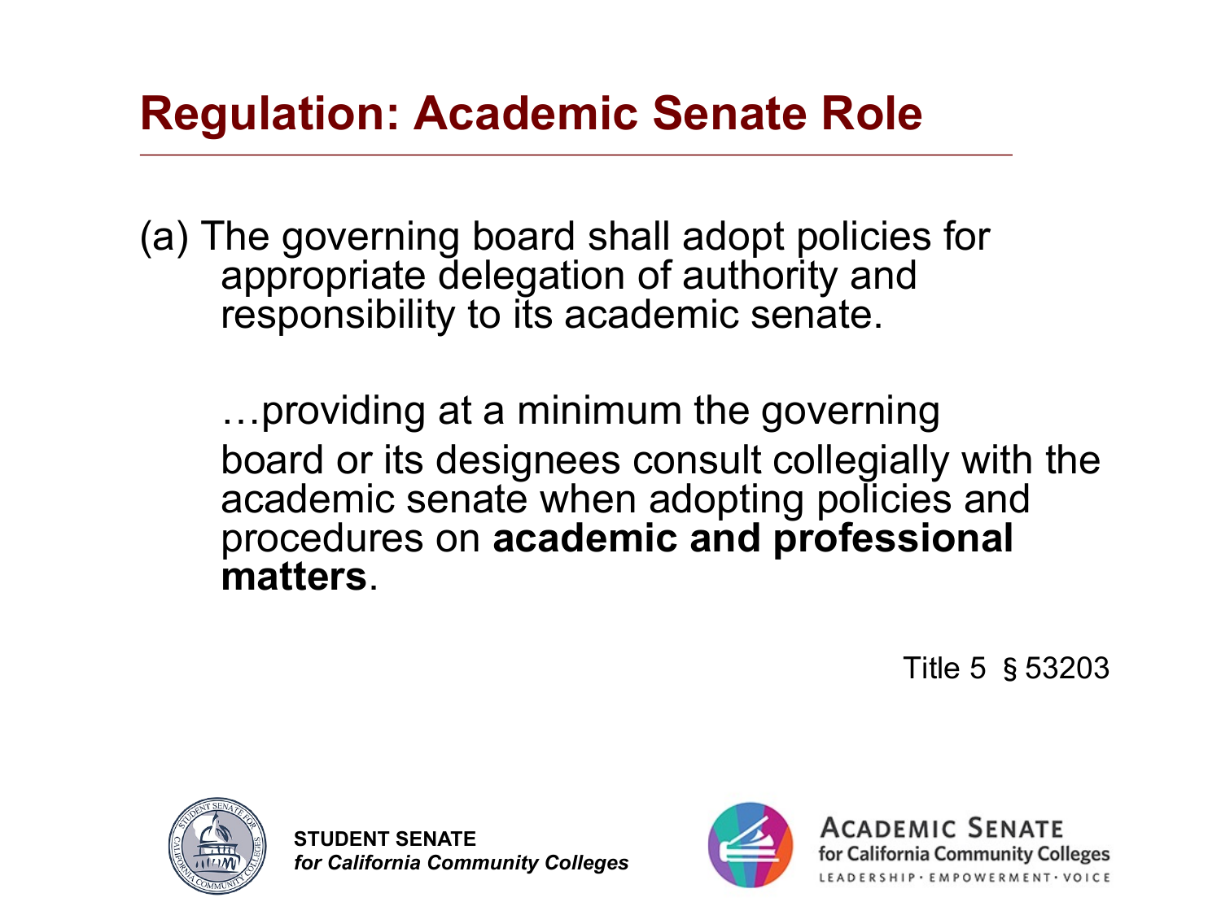# Regulation: Academic Senate Role

(a) The governing board shall adopt policies for appropriate delegation of authority and responsibility to its academic senate.

…providing at a minimum the governing board or its designees consult collegially with the academic senate when adopting policies and procedures on **academic and professional matters**.

Title 5 § 53203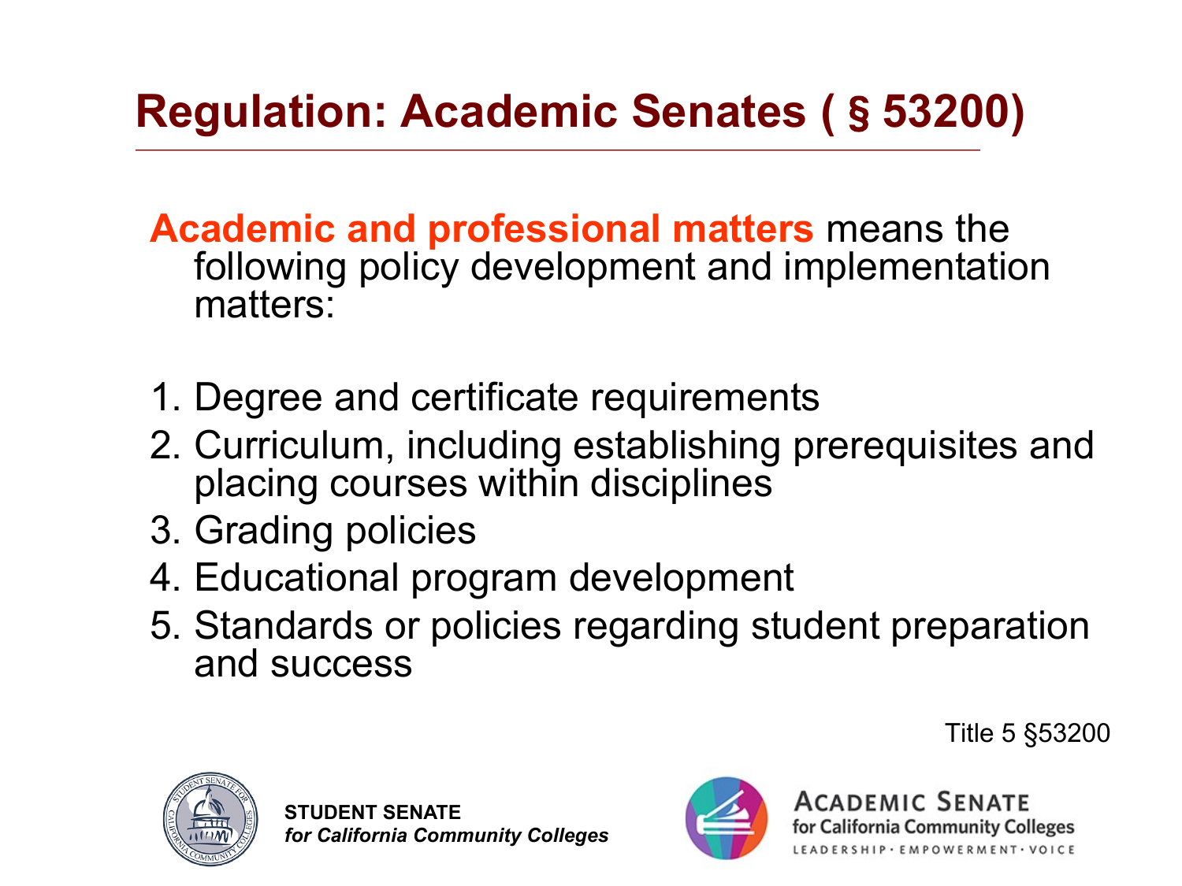# Regulation: Academic Senates ( § 53200)

**Academic and professional matters** means the following policy development and implementation matters:

1. Degree and certificate requirements
2. Curriculum, including establishing prerequisites and placing courses within disciplines
3. Grading policies
4. Educational program development
5. Standards or policies regarding student preparation and success

Title 5 §53200

**STUDENT SENATE**
***for California Community Colleges***

ACADEMIC SENATE
for California Community Colleges
LEADERSHIP · EMPOWERMENT · VOICE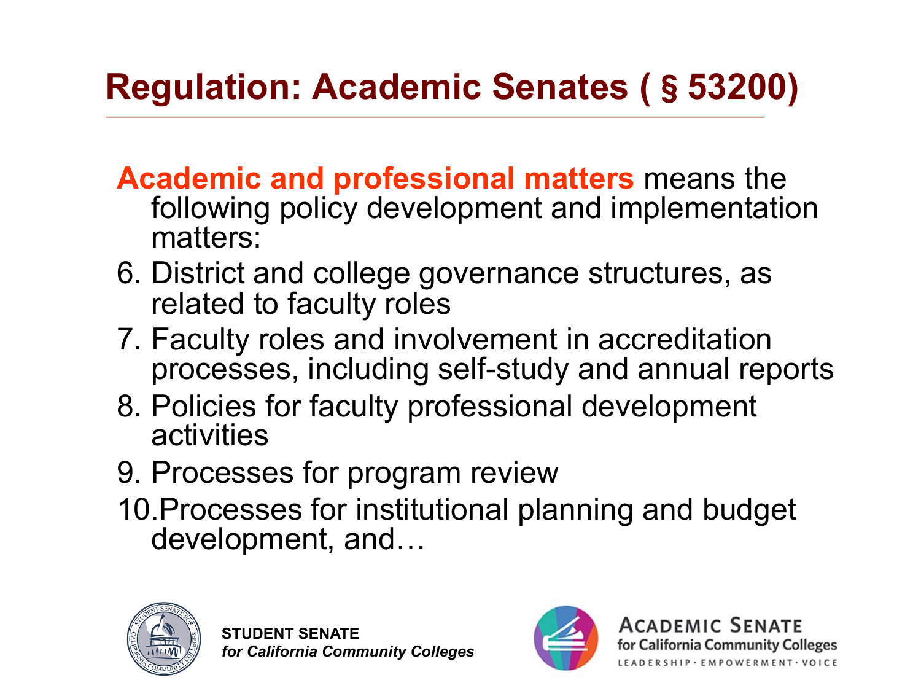# Regulation: Academic Senates ( § 53200)

**Academic and professional matters** means the following policy development and implementation matters:

6. District and college governance structures, as related to faculty roles
7. Faculty roles and involvement in accreditation processes, including self-study and annual reports
8. Policies for faculty professional development activities
9. Processes for program review
10. Processes for institutional planning and budget development, and…

**STUDENT SENATE**
***for California Community Colleges***

ACADEMIC SENATE
for California Community Colleges
LEADERSHIP · EMPOWERMENT · VOICE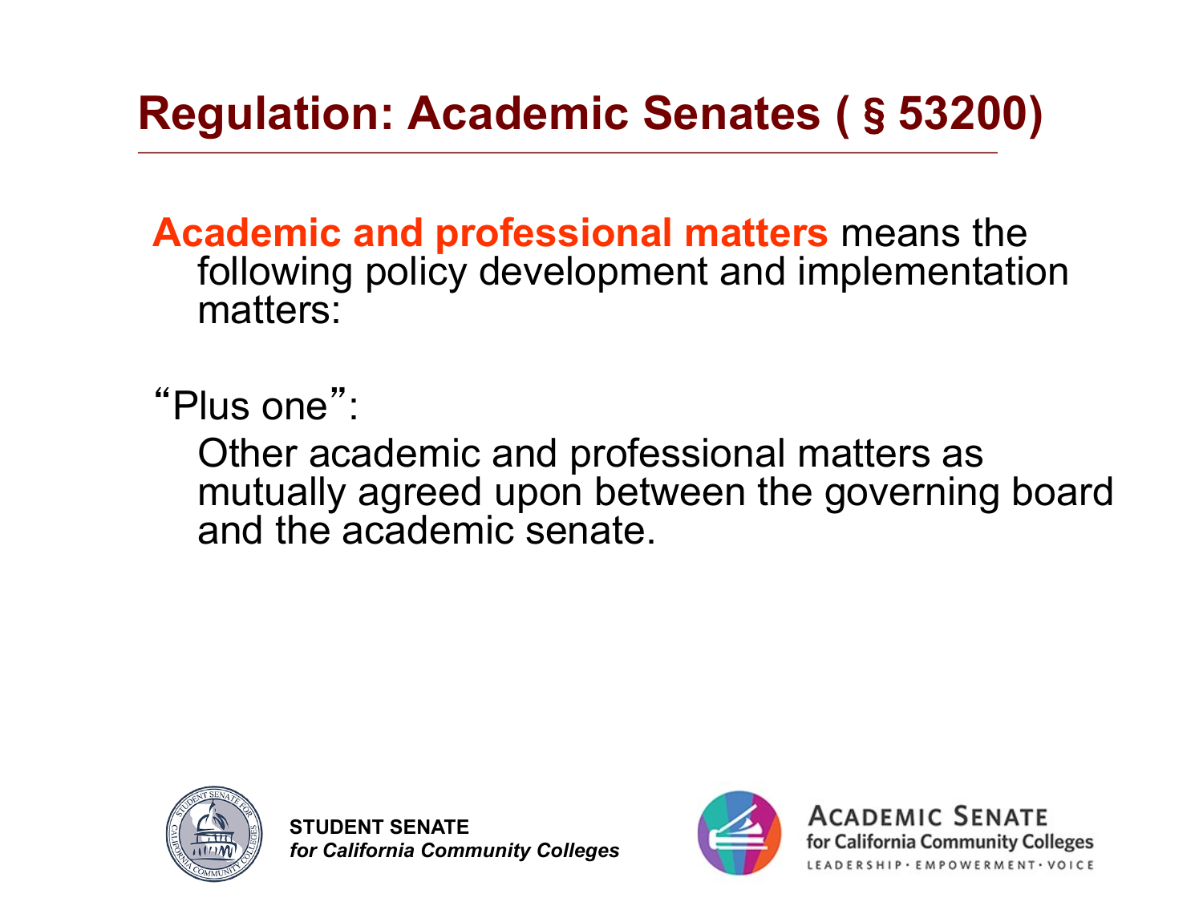# Regulation: Academic Senates ( § 53200)

**Academic and professional matters** means the following policy development and implementation matters:

"Plus one":

Other academic and professional matters as mutually agreed upon between the governing board and the academic senate.

**STUDENT SENATE**
***for California Community Colleges***

ACADEMIC SENATE
for California Community Colleges
LEADERSHIP · EMPOWERMENT · VOICE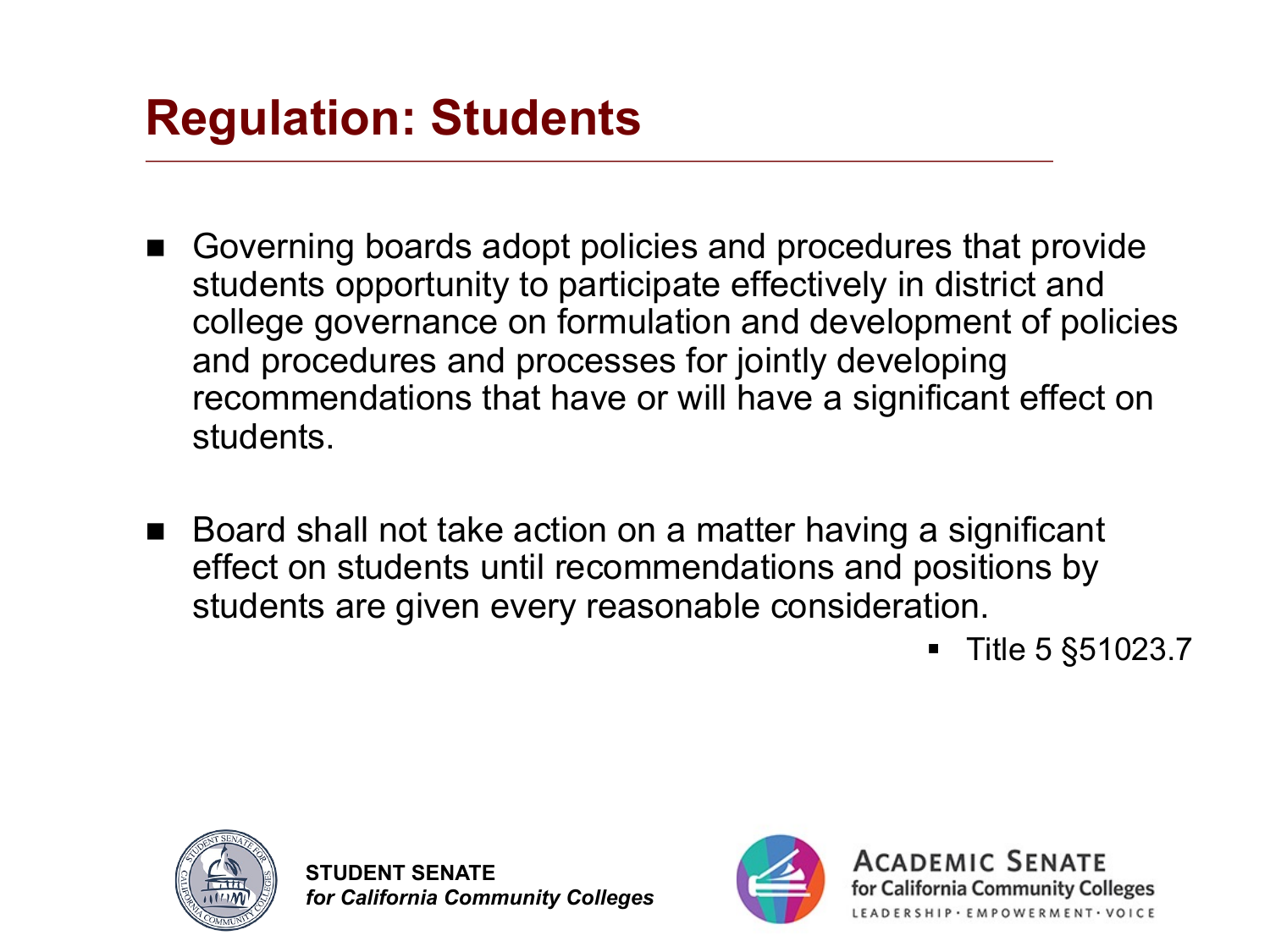# Regulation: Students

- Governing boards adopt policies and procedures that provide students opportunity to participate effectively in district and college governance on formulation and development of policies and procedures and processes for jointly developing recommendations that have or will have a significant effect on students.

- Board shall not take action on a matter having a significant effect on students until recommendations and positions by students are given every reasonable consideration.
  - Title 5 §51023.7

**STUDENT SENATE**
***for California Community Colleges***

ACADEMIC SENATE
for California Community Colleges
LEADERSHIP · EMPOWERMENT · VOICE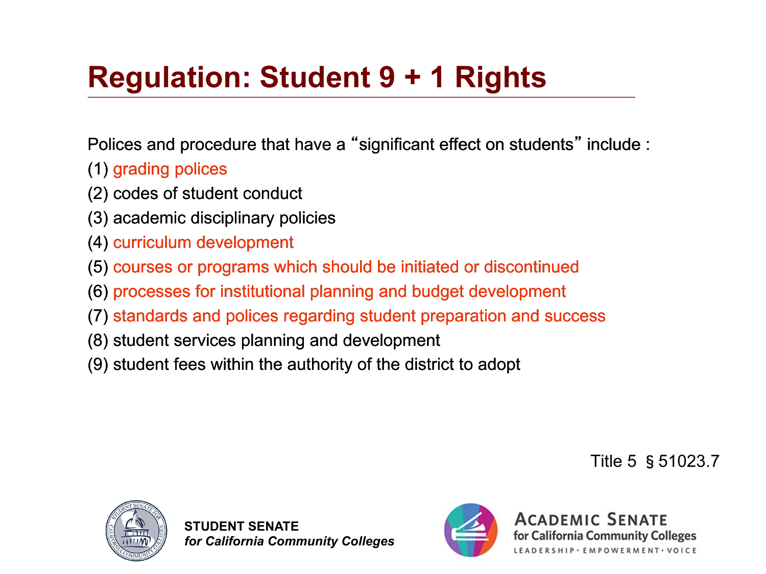# Regulation: Student 9 + 1 Rights

Polices and procedure that have a "significant effect on students" include :

(1) grading polices
(2) codes of student conduct
(3) academic disciplinary policies
(4) curriculum development
(5) courses or programs which should be initiated or discontinued
(6) processes for institutional planning and budget development
(7) standards and polices regarding student preparation and success
(8) student services planning and development
(9) student fees within the authority of the district to adopt

Title 5 § 51023.7

**STUDENT SENATE**
***for California Community Colleges***

ACADEMIC SENATE
for California Community Colleges
LEADERSHIP · EMPOWERMENT · VOICE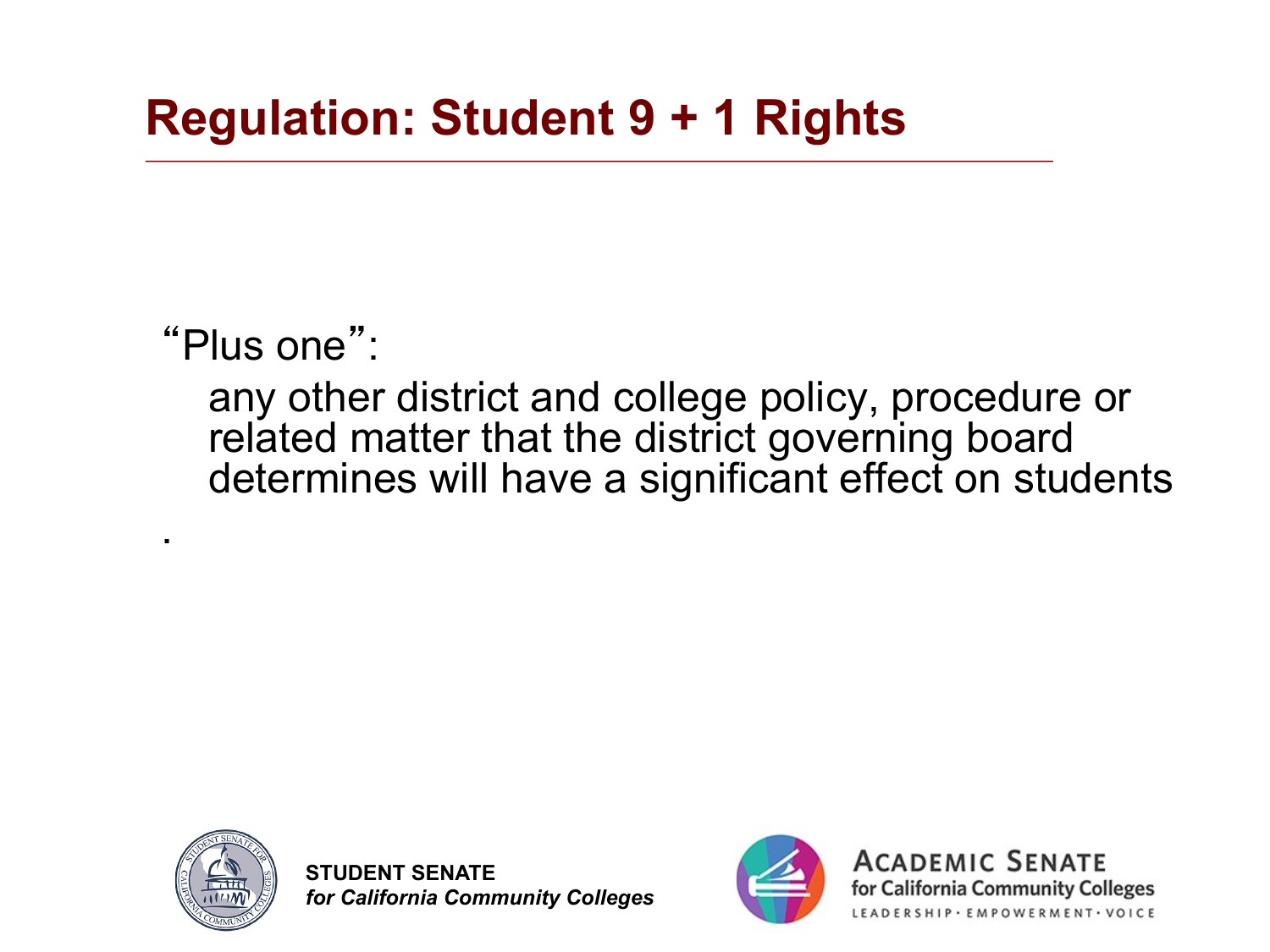# Regulation: Student 9 + 1 Rights

"Plus one":

any other district and college policy, procedure or related matter that the district governing board determines will have a significant effect on students

.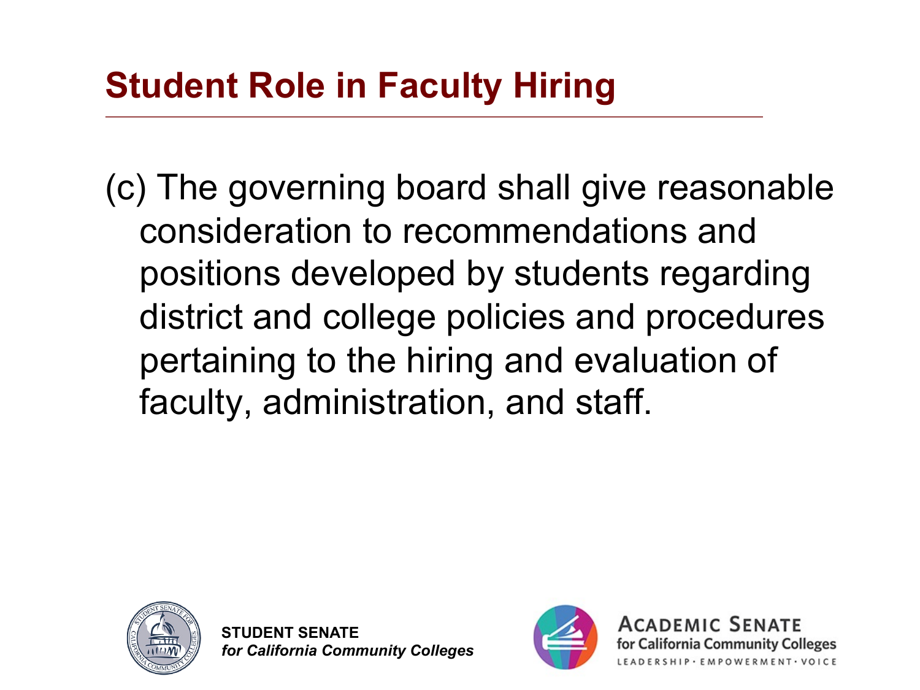# Student Role in Faculty Hiring

(c) The governing board shall give reasonable consideration to recommendations and positions developed by students regarding district and college policies and procedures pertaining to the hiring and evaluation of faculty, administration, and staff.

**STUDENT SENATE**
***for California Community Colleges***

ACADEMIC SENATE
for California Community Colleges
LEADERSHIP · EMPOWERMENT · VOICE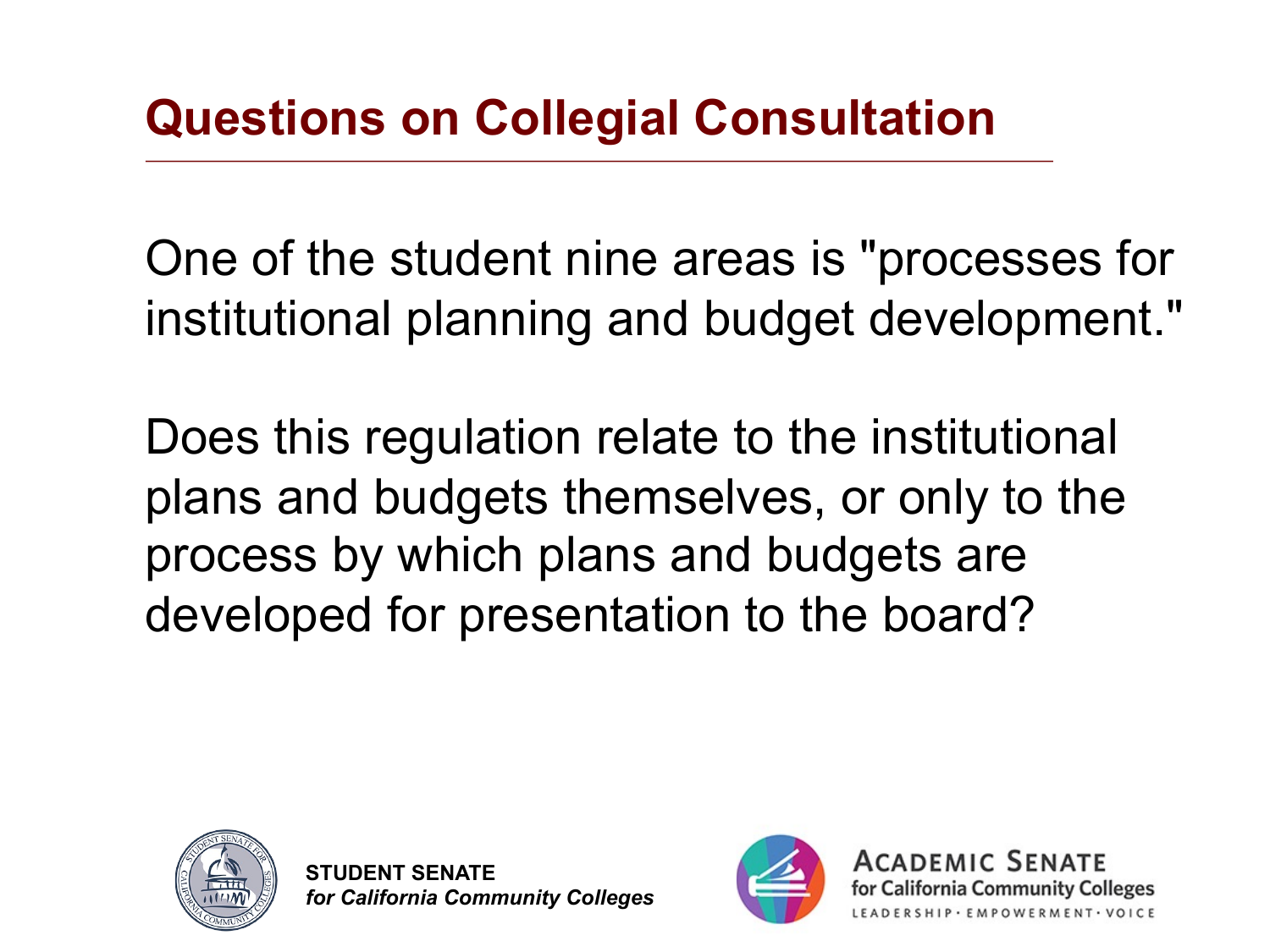# Questions on Collegial Consultation

One of the student nine areas is "processes for institutional planning and budget development."

Does this regulation relate to the institutional plans and budgets themselves, or only to the process by which plans and budgets are developed for presentation to the board?

**STUDENT SENATE**
***for California Community Colleges***

ACADEMIC SENATE
for California Community Colleges
LEADERSHIP • EMPOWERMENT • VOICE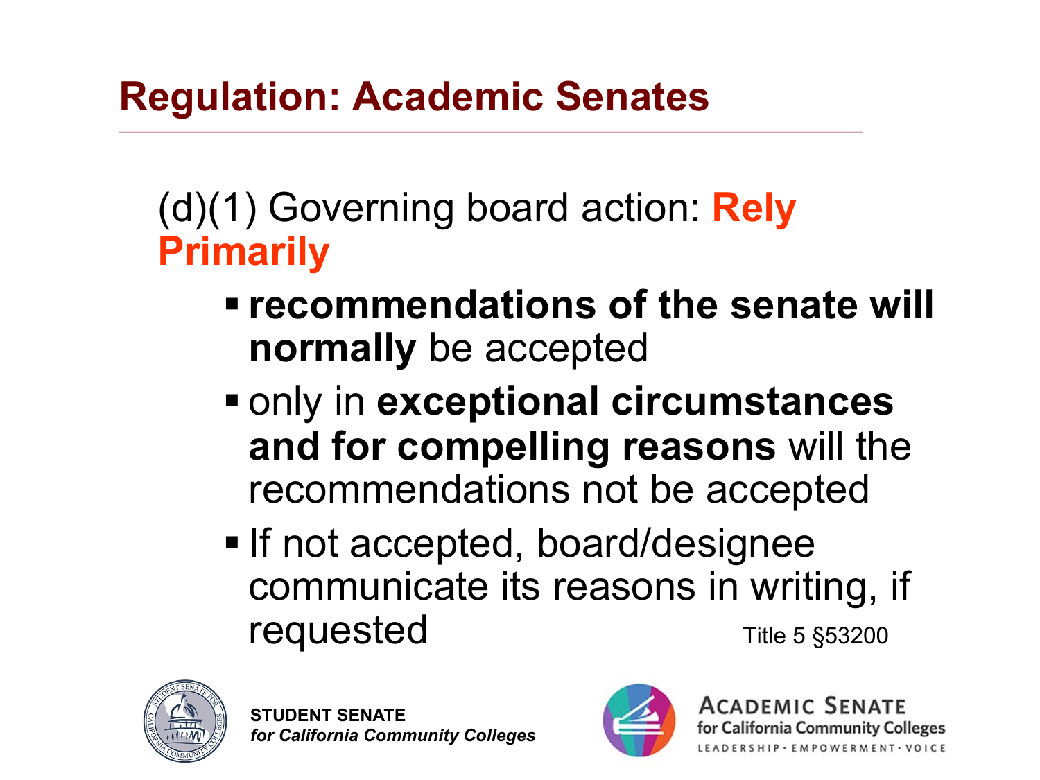## Regulation: Academic Senates

(d)(1) Governing board action: **Rely Primarily**

- **recommendations of the senate will normally** be accepted
- only in **exceptional circumstances and for compelling reasons** will the recommendations not be accepted
- If not accepted, board/designee communicate its reasons in writing, if requested

Title 5 §53200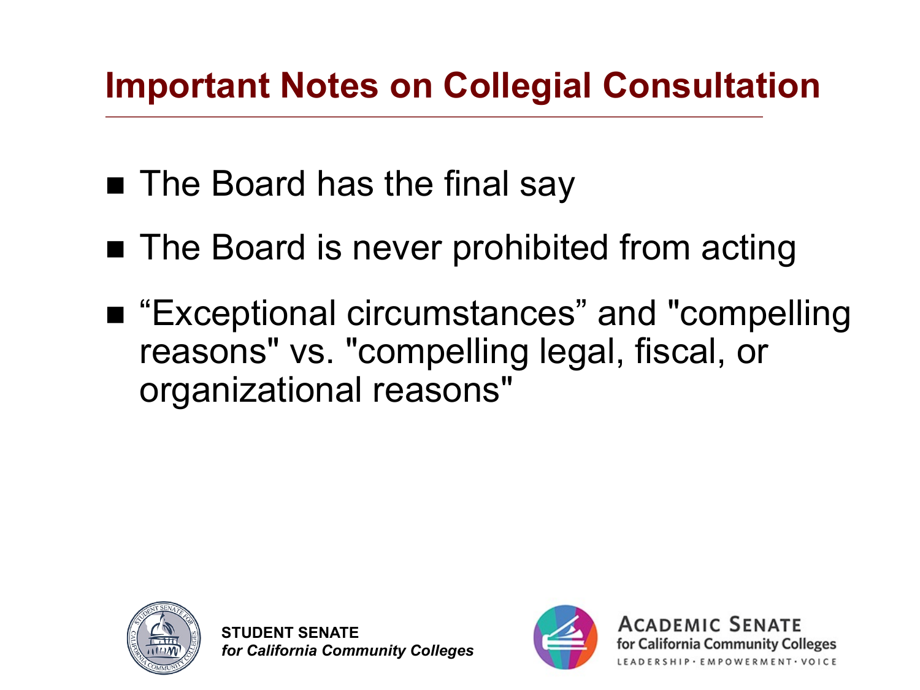# Important Notes on Collegial Consultation

- The Board has the final say
- The Board is never prohibited from acting
- “Exceptional circumstances” and "compelling reasons" vs. "compelling legal, fiscal, or organizational reasons"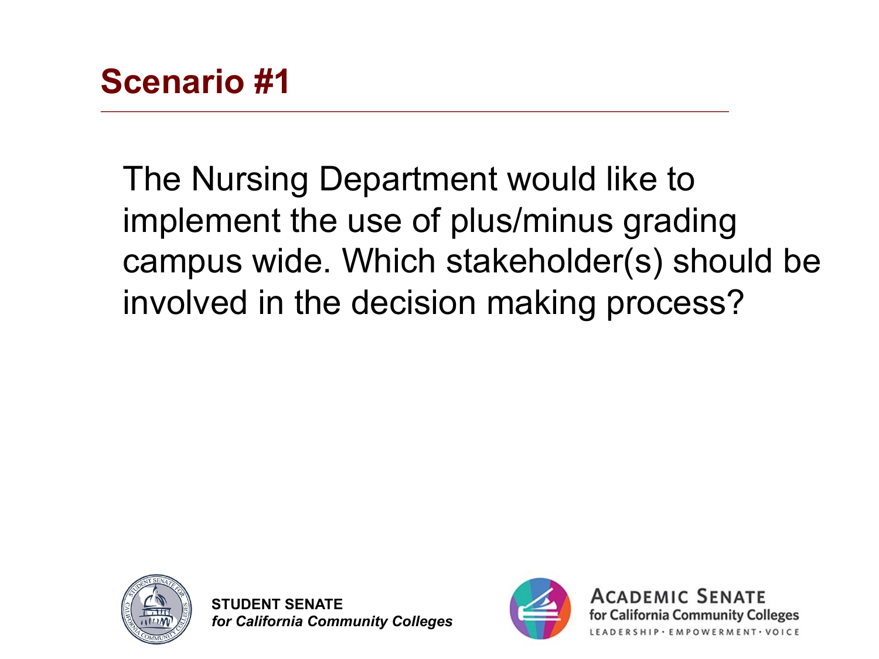# Scenario #1

The Nursing Department would like to implement the use of plus/minus grading campus wide. Which stakeholder(s) should be involved in the decision making process?

**STUDENT SENATE**
***for California Community Colleges***

**ACADEMIC SENATE**
**for California Community Colleges**
LEADERSHIP • EMPOWERMENT • VOICE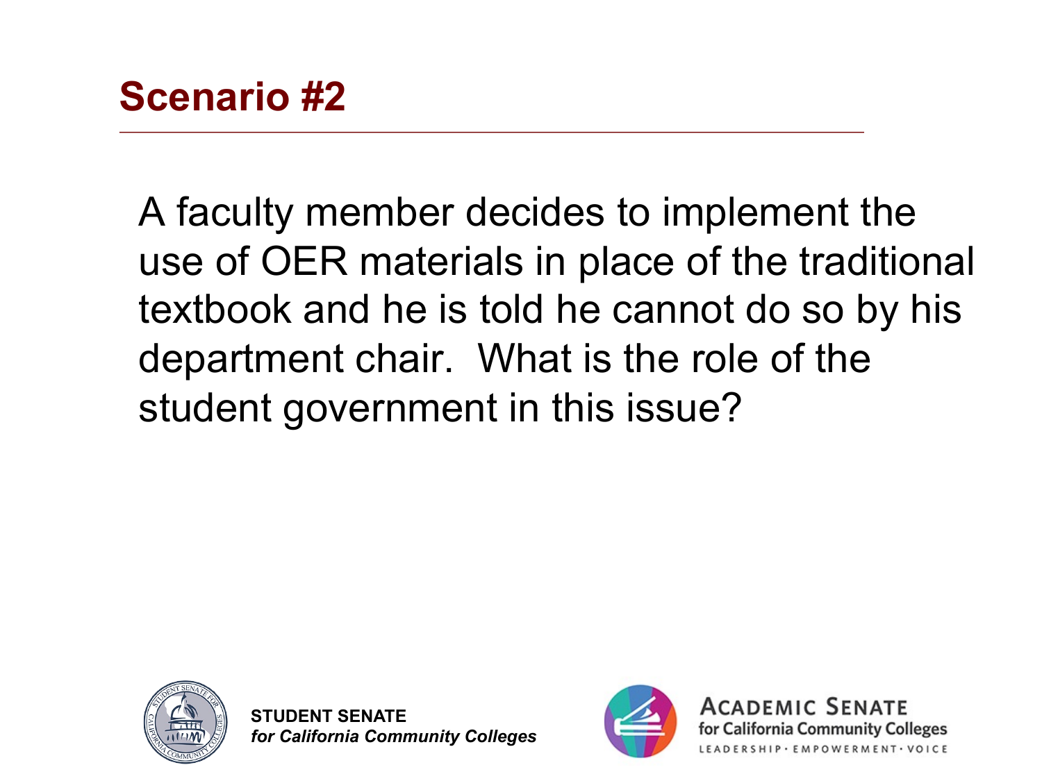# Scenario #2

A faculty member decides to implement the use of OER materials in place of the traditional textbook and he is told he cannot do so by his department chair. What is the role of the student government in this issue?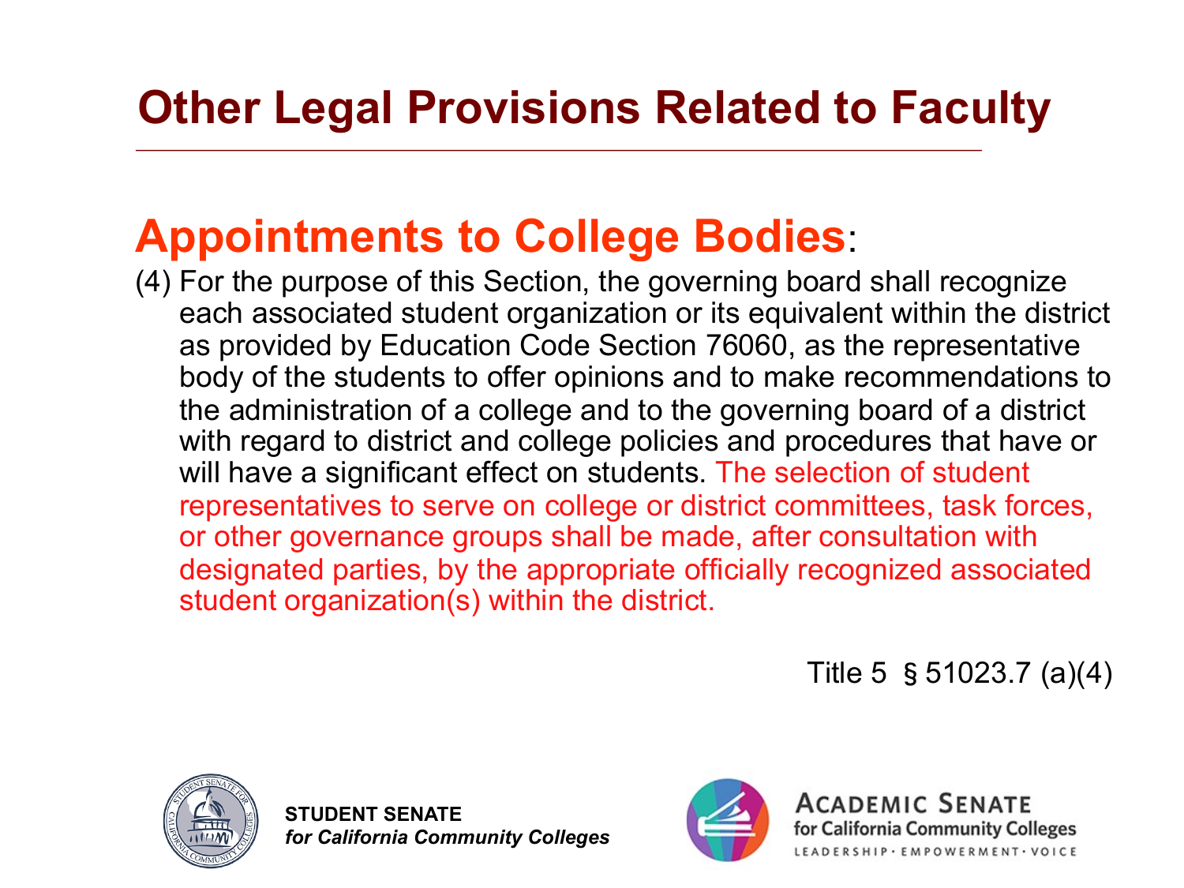# Other Legal Provisions Related to Faculty

## Appointments to College Bodies:

(4) For the purpose of this Section, the governing board shall recognize each associated student organization or its equivalent within the district as provided by Education Code Section 76060, as the representative body of the students to offer opinions and to make recommendations to the administration of a college and to the governing board of a district with regard to district and college policies and procedures that have or will have a significant effect on students. The selection of student representatives to serve on college or district committees, task forces, or other governance groups shall be made, after consultation with designated parties, by the appropriate officially recognized associated student organization(s) within the district.

Title 5 § 51023.7 (a)(4)

**STUDENT SENATE**
***for California Community Colleges***

ACADEMIC SENATE
for California Community Colleges
LEADERSHIP · EMPOWERMENT · VOICE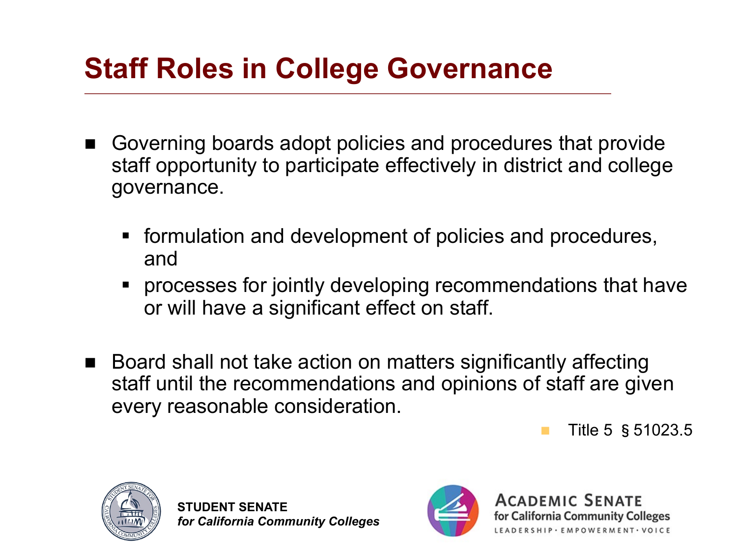# Staff Roles in College Governance

- Governing boards adopt policies and procedures that provide staff opportunity to participate effectively in district and college governance.
  - formulation and development of policies and procedures, and
  - processes for jointly developing recommendations that have or will have a significant effect on staff.

- Board shall not take action on matters significantly affecting staff until the recommendations and opinions of staff are given every reasonable consideration.

  - Title 5 § 51023.5

**STUDENT SENATE**
***for California Community Colleges***

ACADEMIC SENATE
for California Community Colleges
LEADERSHIP · EMPOWERMENT · VOICE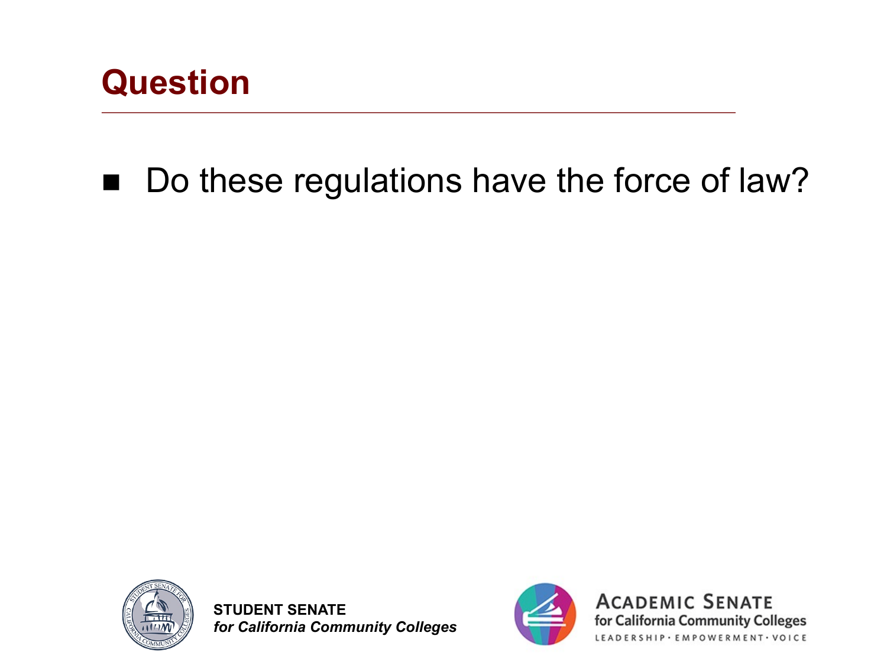# Question

- Do these regulations have the force of law?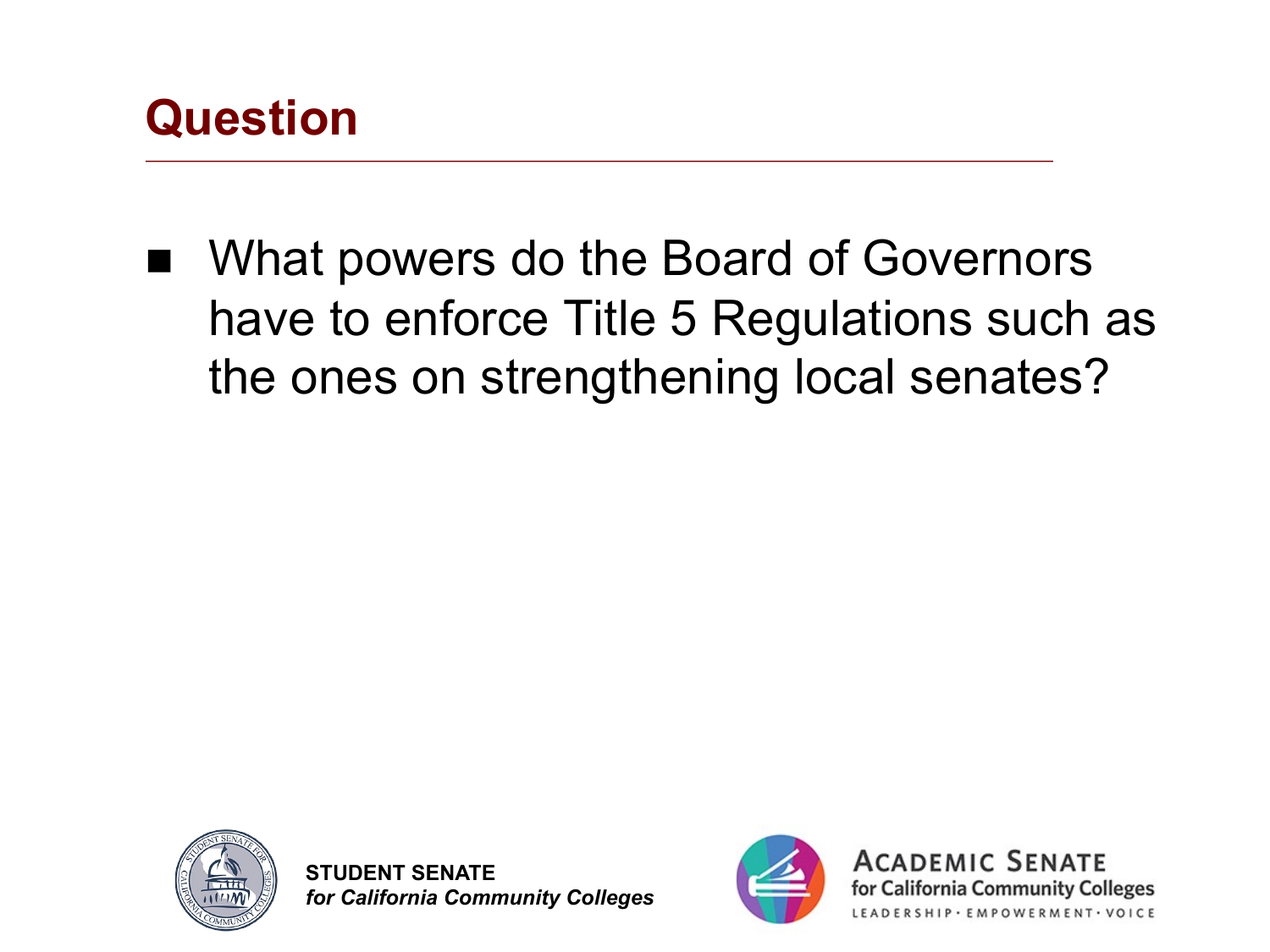## Question

- What powers do the Board of Governors have to enforce Title 5 Regulations such as the ones on strengthening local senates?

**STUDENT SENATE**
***for California Community Colleges***

ACADEMIC SENATE
for California Community Colleges
LEADERSHIP · EMPOWERMENT · VOICE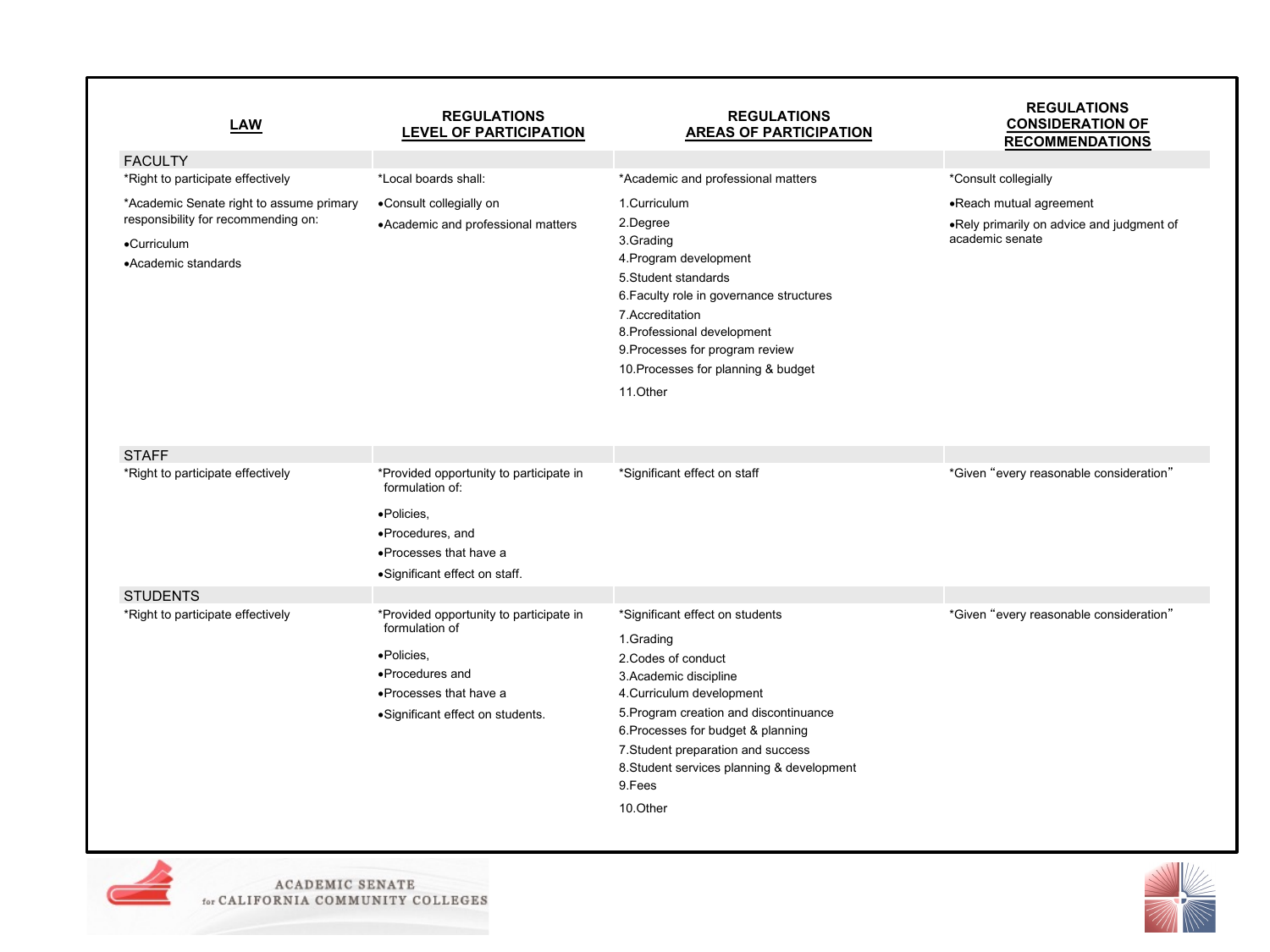| LAW | REGULATIONS LEVEL OF PARTICIPATION | REGULATIONS AREAS OF PARTICIPATION | REGULATIONS CONSIDERATION OF RECOMMENDATIONS |
|---|---|---|---|
| FACULTY | | | |
| *Right to participate effectively<br><br>*Academic Senate right to assume primary responsibility for recommending on:<br>•Curriculum<br>•Academic standards | *Local boards shall:<br>•Consult collegially on<br>•Academic and professional matters | *Academic and professional matters<br>1.Curriculum<br>2.Degree<br>3.Grading<br>4.Program development<br>5.Student standards<br>6.Faculty role in governance structures<br>7.Accreditation<br>8.Professional development<br>9.Processes for program review<br>10.Processes for planning & budget<br>11.Other | *Consult collegially<br>•Reach mutual agreement<br>•Rely primarily on advice and judgment of academic senate |
| STAFF | | | |
| *Right to participate effectively | *Provided opportunity to participate in formulation of:<br>•Policies,<br>•Procedures, and<br>•Processes that have a<br>•Significant effect on staff. | *Significant effect on staff | *Given "every reasonable consideration" |
| STUDENTS | | | |
| *Right to participate effectively | *Provided opportunity to participate in formulation of<br>•Policies,<br>•Procedures and<br>•Processes that have a<br>•Significant effect on students. | *Significant effect on students<br>1.Grading<br>2.Codes of conduct<br>3.Academic discipline<br>4.Curriculum development<br>5.Program creation and discontinuance<br>6.Processes for budget & planning<br>7.Student preparation and success<br>8.Student services planning & development<br>9.Fees<br>10.Other | *Given "every reasonable consideration" |

ACADEMIC SENATE for CALIFORNIA COMMUNITY COLLEGES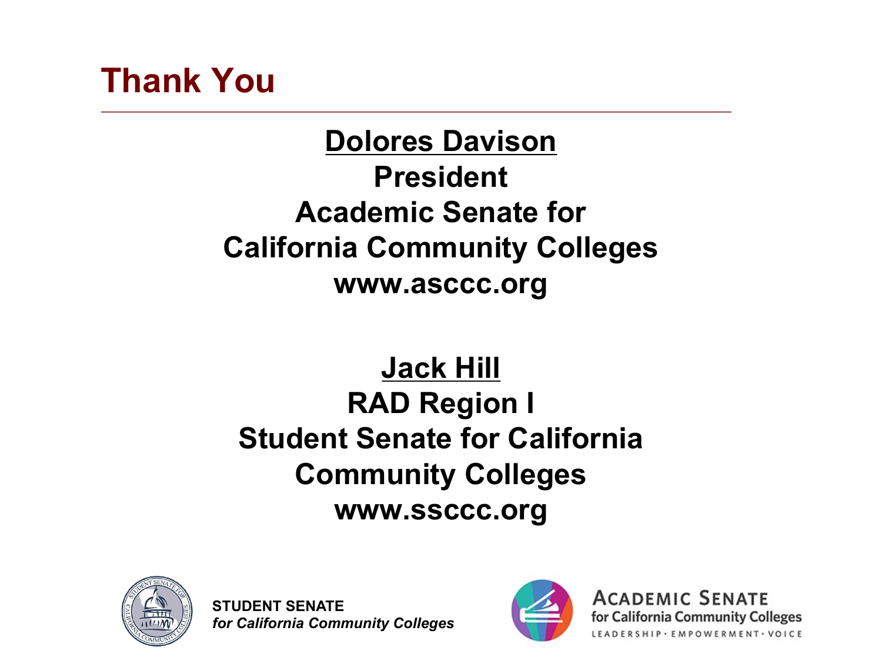# Thank You

**Dolores Davison**
**President**
**Academic Senate for**
**California Community Colleges**
**www.asccc.org**

**Jack Hill**
**RAD Region I**
**Student Senate for California**
**Community Colleges**
**www.ssccc.org**

**STUDENT SENATE**
***for California Community Colleges***

ACADEMIC SENATE
for California Community Colleges
LEADERSHIP · EMPOWERMENT · VOICE